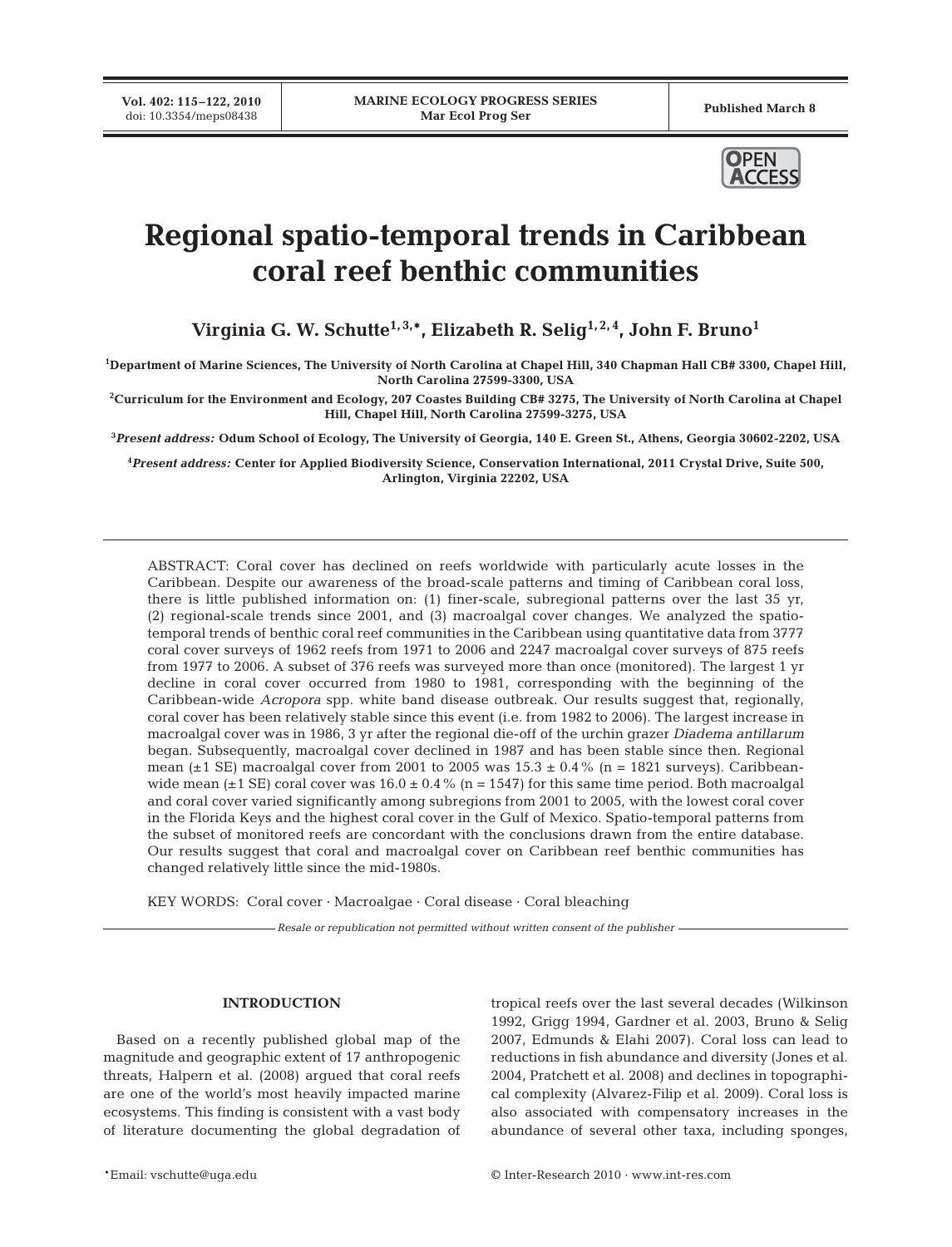# Regional spatio-temporal trends in Caribbean coral reef benthic communities

**Virginia G. W. Schutte[1,3,*], Elizabeth R. Selig[1,2,4], John F. Bruno[1]**

[1]Department of Marine Sciences, The University of North Carolina at Chapel Hill, 340 Chapman Hall CB# 3300, Chapel Hill, North Carolina 27599-3300, USA

[2]Curriculum for the Environment and Ecology, 207 Coastes Building CB# 3275, The University of North Carolina at Chapel Hill, Chapel Hill, North Carolina 27599-3275, USA

[3]*Present address:* Odum School of Ecology, The University of Georgia, 140 E. Green St., Athens, Georgia 30602-2202, USA

[4]*Present address:* Center for Applied Biodiversity Science, Conservation International, 2011 Crystal Drive, Suite 500, Arlington, Virginia 22202, USA

ABSTRACT: Coral cover has declined on reefs worldwide with particularly acute losses in the Caribbean. Despite our awareness of the broad-scale patterns and timing of Caribbean coral loss, there is little published information on: (1) finer-scale, subregional patterns over the last 35 yr, (2) regional-scale trends since 2001, and (3) macroalgal cover changes. We analyzed the spatio-temporal trends of benthic coral reef communities in the Caribbean using quantitative data from 3777 coral cover surveys of 1962 reefs from 1971 to 2006 and 2247 macroalgal cover surveys of 875 reefs from 1977 to 2006. A subset of 376 reefs was surveyed more than once (monitored). The largest 1 yr decline in coral cover occurred from 1980 to 1981, corresponding with the beginning of the Caribbean-wide *Acropora* spp. white band disease outbreak. Our results suggest that, regionally, coral cover has been relatively stable since this event (i.e. from 1982 to 2006). The largest increase in macroalgal cover was in 1986, 3 yr after the regional die-off of the urchin grazer *Diadema antillarum* began. Subsequently, macroalgal cover declined in 1987 and has been stable since then. Regional mean (±1 SE) macroalgal cover from 2001 to 2005 was 15.3 ± 0.4 % (n = 1821 surveys). Caribbean-wide mean (±1 SE) coral cover was 16.0 ± 0.4 % (n = 1547) for this same time period. Both macroalgal and coral cover varied significantly among subregions from 2001 to 2005, with the lowest coral cover in the Florida Keys and the highest coral cover in the Gulf of Mexico. Spatio-temporal patterns from the subset of monitored reefs are concordant with the conclusions drawn from the entire database. Our results suggest that coral and macroalgal cover on Caribbean reef benthic communities has changed relatively little since the mid-1980s.

KEY WORDS: Coral cover · Macroalgae · Coral disease · Coral bleaching

*Resale or republication not permitted without written consent of the publisher*

## INTRODUCTION

Based on a recently published global map of the magnitude and geographic extent of 17 anthropogenic threats, Halpern et al. (2008) argued that coral reefs are one of the world's most heavily impacted marine ecosystems. This finding is consistent with a vast body of literature documenting the global degradation of tropical reefs over the last several decades (Wilkinson 1992, Grigg 1994, Gardner et al. 2003, Bruno & Selig 2007, Edmunds & Elahi 2007). Coral loss can lead to reductions in fish abundance and diversity (Jones et al. 2004, Pratchett et al. 2008) and declines in topographical complexity (Alvarez-Filip et al. 2009). Coral loss is also associated with compensatory increases in the abundance of several other taxa, including sponges,

*Email: vschutte@uga.edu

© Inter-Research 2010 · www.int-res.com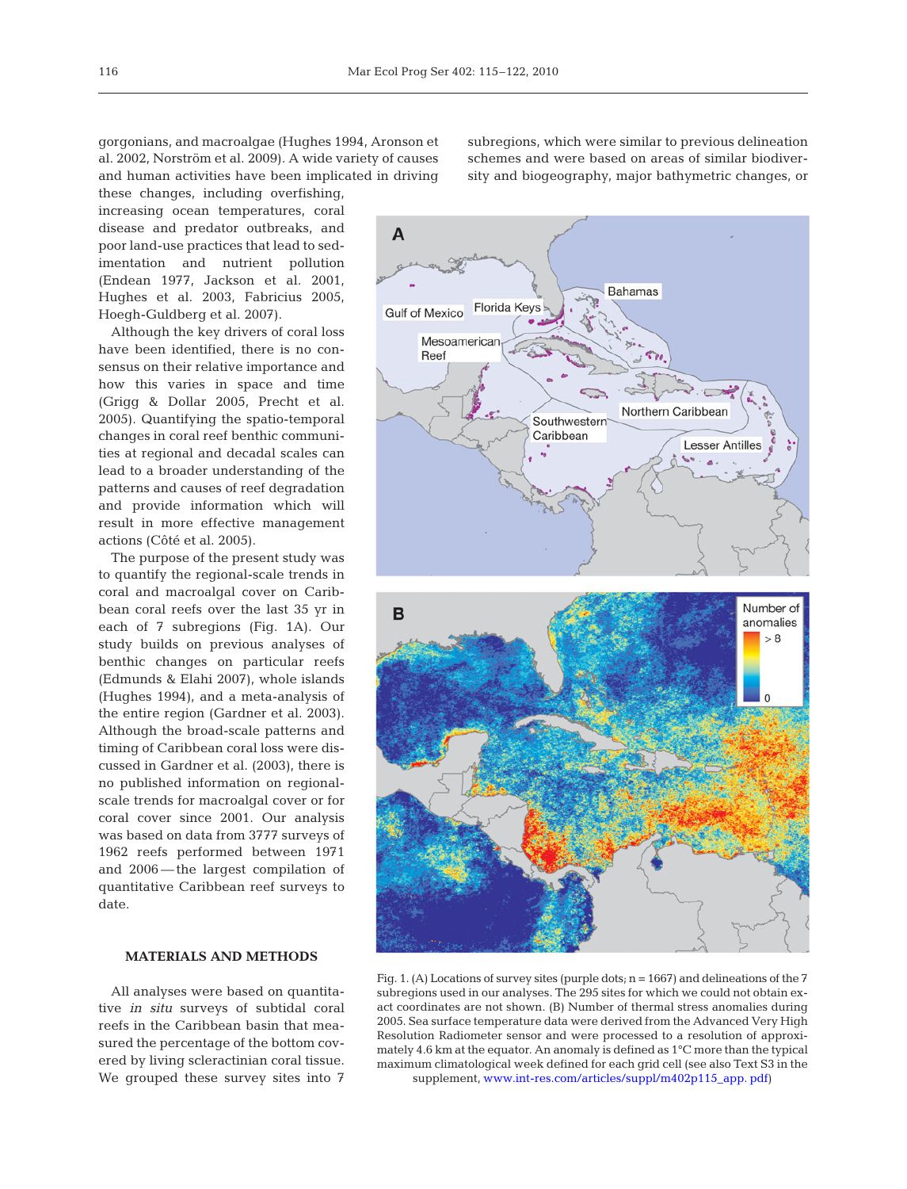gorgonians, and macroalgae (Hughes 1994, Aronson et al. 2002, Norström et al. 2009). A wide variety of causes and human activities have been implicated in driving these changes, including overfishing, increasing ocean temperatures, coral disease and predator outbreaks, and poor land-use practices that lead to sedimentation and nutrient pollution (Endean 1977, Jackson et al. 2001, Hughes et al. 2003, Fabricius 2005, Hoegh-Guldberg et al. 2007).

Although the key drivers of coral loss have been identified, there is no consensus on their relative importance and how this varies in space and time (Grigg & Dollar 2005, Precht et al. 2005). Quantifying the spatio-temporal changes in coral reef benthic communities at regional and decadal scales can lead to a broader understanding of the patterns and causes of reef degradation and provide information which will result in more effective management actions (Côté et al. 2005).

The purpose of the present study was to quantify the regional-scale trends in coral and macroalgal cover on Caribbean coral reefs over the last 35 yr in each of 7 subregions (Fig. 1A). Our study builds on previous analyses of benthic changes on particular reefs (Edmunds & Elahi 2007), whole islands (Hughes 1994), and a meta-analysis of the entire region (Gardner et al. 2003). Although the broad-scale patterns and timing of Caribbean coral loss were discussed in Gardner et al. (2003), there is no published information on regional-scale trends for macroalgal cover or for coral cover since 2001. Our analysis was based on data from 3777 surveys of 1962 reefs performed between 1971 and 2006 — the largest compilation of quantitative Caribbean reef surveys to date.

## MATERIALS AND METHODS

All analyses were based on quantitative *in situ* surveys of subtidal coral reefs in the Caribbean basin that measured the percentage of the bottom covered by living scleractinian coral tissue. We grouped these survey sites into 7 subregions, which were similar to previous delineation schemes and were based on areas of similar biodiversity and biogeography, major bathymetric changes, or

Fig. 1. (A) Locations of survey sites (purple dots; n = 1667) and delineations of the 7 subregions used in our analyses. The 295 sites for which we could not obtain exact coordinates are not shown. (B) Number of thermal stress anomalies during 2005. Sea surface temperature data were derived from the Advanced Very High Resolution Radiometer sensor and were processed to a resolution of approximately 4.6 km at the equator. An anomaly is defined as 1°C more than the typical maximum climatological week defined for each grid cell (see also Text S3 in the supplement, www.int-res.com/articles/suppl/m402p115_app.pdf)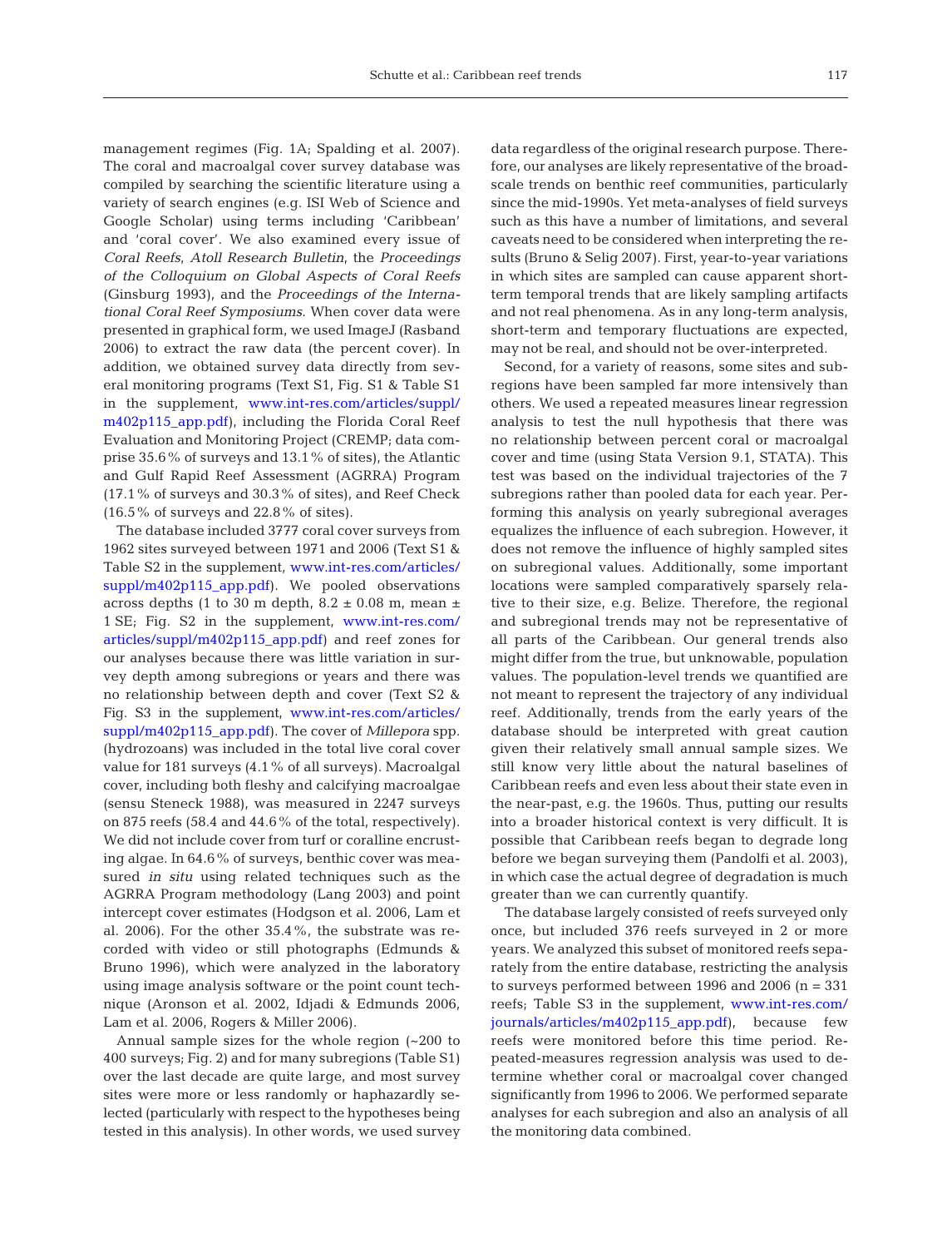management regimes (Fig. 1A; Spalding et al. 2007). The coral and macroalgal cover survey database was compiled by searching the scientific literature using a variety of search engines (e.g. ISI Web of Science and Google Scholar) using terms including 'Caribbean' and 'coral cover'. We also examined every issue of *Coral Reefs*, *Atoll Research Bulletin*, the *Proceedings of the Colloquium on Global Aspects of Coral Reefs* (Ginsburg 1993), and the *Proceedings of the International Coral Reef Symposiums*. When cover data were presented in graphical form, we used ImageJ (Rasband 2006) to extract the raw data (the percent cover). In addition, we obtained survey data directly from several monitoring programs (Text S1, Fig. S1 & Table S1 in the supplement, www.int-res.com/articles/suppl/m402p115_app.pdf), including the Florida Coral Reef Evaluation and Monitoring Project (CREMP; data comprise 35.6% of surveys and 13.1% of sites), the Atlantic and Gulf Rapid Reef Assessment (AGRRA) Program (17.1% of surveys and 30.3% of sites), and Reef Check (16.5% of surveys and 22.8% of sites).

The database included 3777 coral cover surveys from 1962 sites surveyed between 1971 and 2006 (Text S1 & Table S2 in the supplement, www.int-res.com/articles/suppl/m402p115_app.pdf). We pooled observations across depths (1 to 30 m depth, $8.2 \pm 0.08$ m, mean $\pm$ 1 SE; Fig. S2 in the supplement, www.int-res.com/articles/suppl/m402p115_app.pdf) and reef zones for our analyses because there was little variation in survey depth among subregions or years and there was no relationship between depth and cover (Text S2 & Fig. S3 in the supplement, www.int-res.com/articles/suppl/m402p115_app.pdf). The cover of *Millepora* spp. (hydrozoans) was included in the total live coral cover value for 181 surveys (4.1% of all surveys). Macroalgal cover, including both fleshy and calcifying macroalgae (sensu Steneck 1988), was measured in 2247 surveys on 875 reefs (58.4 and 44.6% of the total, respectively). We did not include cover from turf or coralline encrusting algae. In 64.6% of surveys, benthic cover was measured *in situ* using related techniques such as the AGRRA Program methodology (Lang 2003) and point intercept cover estimates (Hodgson et al. 2006, Lam et al. 2006). For the other 35.4%, the substrate was recorded with video or still photographs (Edmunds & Bruno 1996), which were analyzed in the laboratory using image analysis software or the point count technique (Aronson et al. 2002, Idjadi & Edmunds 2006, Lam et al. 2006, Rogers & Miller 2006).

Annual sample sizes for the whole region (~200 to 400 surveys; Fig. 2) and for many subregions (Table S1) over the last decade are quite large, and most survey sites were more or less randomly or haphazardly selected (particularly with respect to the hypotheses being tested in this analysis). In other words, we used survey data regardless of the original research purpose. Therefore, our analyses are likely representative of the broad-scale trends on benthic reef communities, particularly since the mid-1990s. Yet meta-analyses of field surveys such as this have a number of limitations, and several caveats need to be considered when interpreting the results (Bruno & Selig 2007). First, year-to-year variations in which sites are sampled can cause apparent short-term temporal trends that are likely sampling artifacts and not real phenomena. As in any long-term analysis, short-term and temporary fluctuations are expected, may not be real, and should not be over-interpreted.

Second, for a variety of reasons, some sites and subregions have been sampled far more intensively than others. We used a repeated measures linear regression analysis to test the null hypothesis that there was no relationship between percent coral or macroalgal cover and time (using Stata Version 9.1, STATA). This test was based on the individual trajectories of the 7 subregions rather than pooled data for each year. Performing this analysis on yearly subregional averages equalizes the influence of each subregion. However, it does not remove the influence of highly sampled sites on subregional values. Additionally, some important locations were sampled comparatively sparsely relative to their size, e.g. Belize. Therefore, the regional and subregional trends may not be representative of all parts of the Caribbean. Our general trends also might differ from the true, but unknowable, population values. The population-level trends we quantified are not meant to represent the trajectory of any individual reef. Additionally, trends from the early years of the database should be interpreted with great caution given their relatively small annual sample sizes. We still know very little about the natural baselines of Caribbean reefs and even less about their state even in the near-past, e.g. the 1960s. Thus, putting our results into a broader historical context is very difficult. It is possible that Caribbean reefs began to degrade long before we began surveying them (Pandolfi et al. 2003), in which case the actual degree of degradation is much greater than we can currently quantify.

The database largely consisted of reefs surveyed only once, but included 376 reefs surveyed in 2 or more years. We analyzed this subset of monitored reefs separately from the entire database, restricting the analysis to surveys performed between 1996 and 2006 (n = 331 reefs; Table S3 in the supplement, www.int-res.com/journals/articles/m402p115_app.pdf), because few reefs were monitored before this time period. Repeated-measures regression analysis was used to determine whether coral or macroalgal cover changed significantly from 1996 to 2006. We performed separate analyses for each subregion and also an analysis of all the monitoring data combined.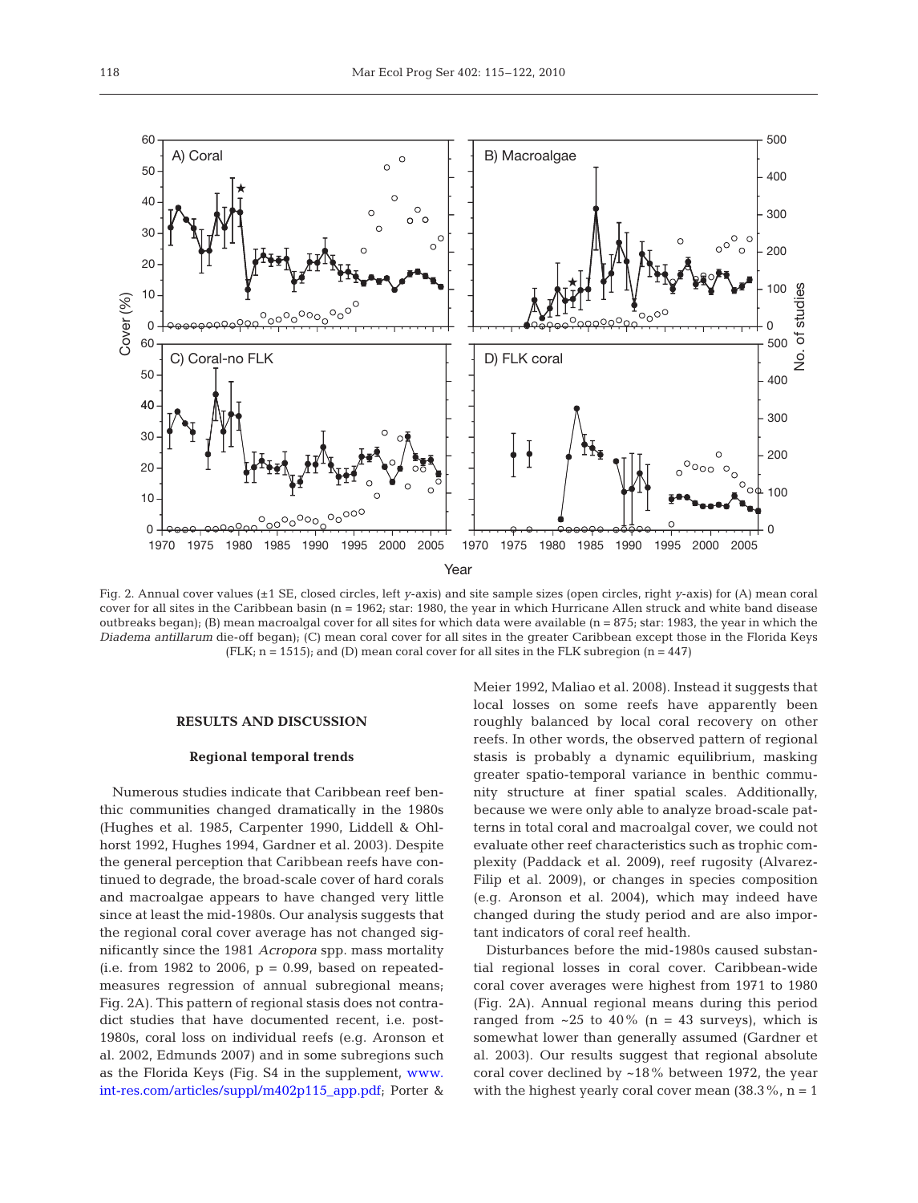Fig. 2. Annual cover values (±1 SE, closed circles, left *y*-axis) and site sample sizes (open circles, right *y*-axis) for (A) mean coral cover for all sites in the Caribbean basin (n = 1962; star: 1980, the year in which Hurricane Allen struck and white band disease outbreaks began); (B) mean macroalgal cover for all sites for which data were available (n = 875; star: 1983, the year in which the *Diadema antillarum* die-off began); (C) mean coral cover for all sites in the greater Caribbean except those in the Florida Keys (FLK; n = 1515); and (D) mean coral cover for all sites in the FLK subregion (n = 447)

## RESULTS AND DISCUSSION

### Regional temporal trends

Numerous studies indicate that Caribbean reef benthic communities changed dramatically in the 1980s (Hughes et al. 1985, Carpenter 1990, Liddell & Ohlhorst 1992, Hughes 1994, Gardner et al. 2003). Despite the general perception that Caribbean reefs have continued to degrade, the broad-scale cover of hard corals and macroalgae appears to have changed very little since at least the mid-1980s. Our analysis suggests that the regional coral cover average has not changed significantly since the 1981 *Acropora* spp. mass mortality (i.e. from 1982 to 2006, p = 0.99, based on repeated-measures regression of annual subregional means; Fig. 2A). This pattern of regional stasis does not contradict studies that have documented recent, i.e. post-1980s, coral loss on individual reefs (e.g. Aronson et al. 2002, Edmunds 2007) and in some subregions such as the Florida Keys (Fig. S4 in the supplement, www.int-res.com/articles/suppl/m402p115_app.pdf; Porter & Meier 1992, Maliao et al. 2008). Instead it suggests that local losses on some reefs have apparently been roughly balanced by local coral recovery on other reefs. In other words, the observed pattern of regional stasis is probably a dynamic equilibrium, masking greater spatio-temporal variance in benthic community structure at finer spatial scales. Additionally, because we were only able to analyze broad-scale patterns in total coral and macroalgal cover, we could not evaluate other reef characteristics such as trophic complexity (Paddack et al. 2009), reef rugosity (Alvarez-Filip et al. 2009), or changes in species composition (e.g. Aronson et al. 2004), which may indeed have changed during the study period and are also important indicators of coral reef health.

Disturbances before the mid-1980s caused substantial regional losses in coral cover. Caribbean-wide coral cover averages were highest from 1971 to 1980 (Fig. 2A). Annual regional means during this period ranged from ~25 to 40% (n = 43 surveys), which is somewhat lower than generally assumed (Gardner et al. 2003). Our results suggest that regional absolute coral cover declined by ~18% between 1972, the year with the highest yearly coral cover mean (38.3%, n = 1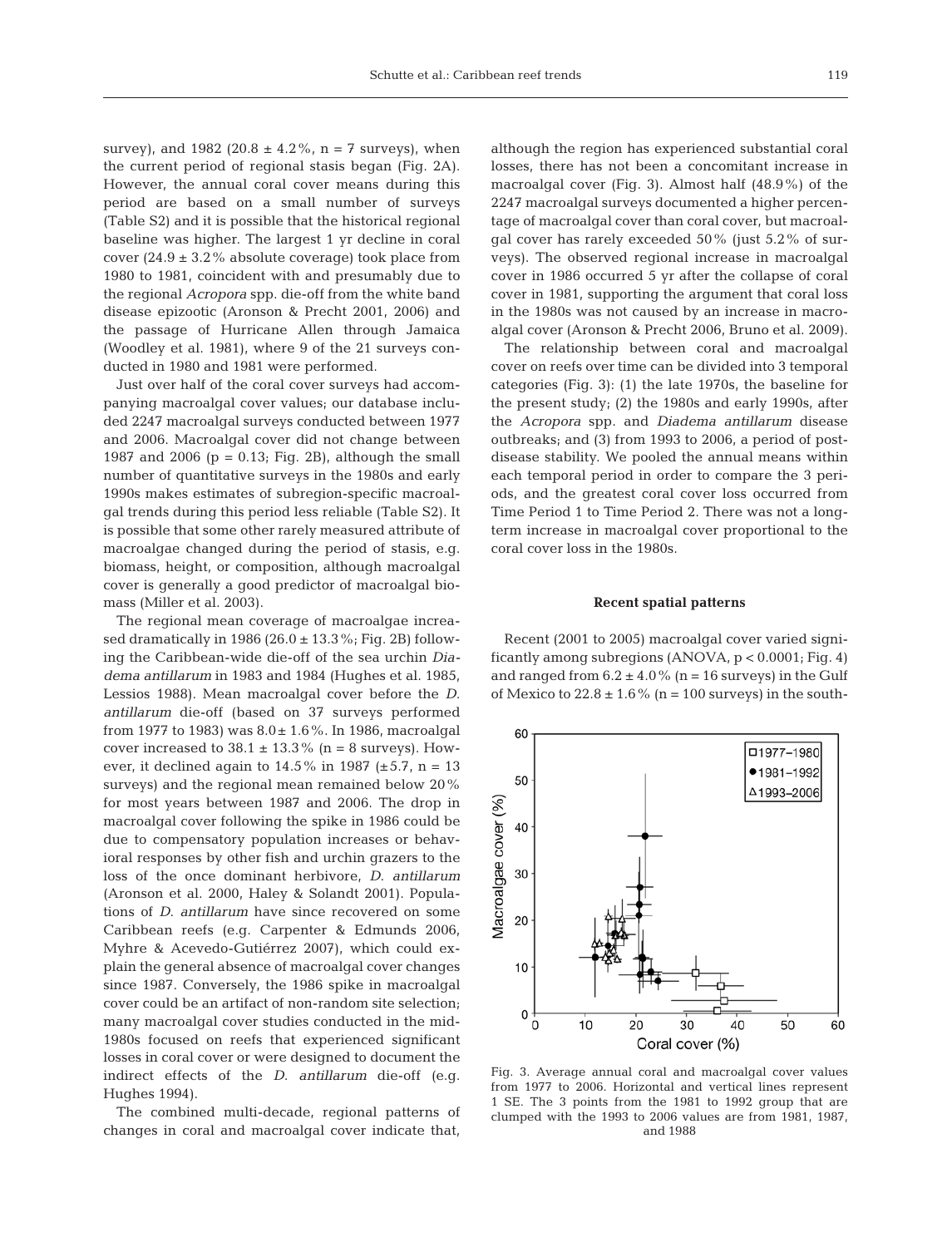survey), and 1982 (20.8 ± 4.2%, n = 7 surveys), when the current period of regional stasis began (Fig. 2A). However, the annual coral cover means during this period are based on a small number of surveys (Table S2) and it is possible that the historical regional baseline was higher. The largest 1 yr decline in coral cover (24.9 ± 3.2% absolute coverage) took place from 1980 to 1981, coincident with and presumably due to the regional *Acropora* spp. die-off from the white band disease epizootic (Aronson & Precht 2001, 2006) and the passage of Hurricane Allen through Jamaica (Woodley et al. 1981), where 9 of the 21 surveys conducted in 1980 and 1981 were performed.

Just over half of the coral cover surveys had accompanying macroalgal cover values; our database included 2247 macroalgal surveys conducted between 1977 and 2006. Macroalgal cover did not change between 1987 and 2006 ($p = 0.13$; Fig. 2B), although the small number of quantitative surveys in the 1980s and early 1990s makes estimates of subregion-specific macroalgal trends during this period less reliable (Table S2). It is possible that some other rarely measured attribute of macroalgae changed during the period of stasis, e.g. biomass, height, or composition, although macroalgal cover is generally a good predictor of macroalgal biomass (Miller et al. 2003).

The regional mean coverage of macroalgae increased dramatically in 1986 (26.0 ± 13.3%; Fig. 2B) following the Caribbean-wide die-off of the sea urchin *Diadema antillarum* in 1983 and 1984 (Hughes et al. 1985, Lessios 1988). Mean macroalgal cover before the *D. antillarum* die-off (based on 37 surveys performed from 1977 to 1983) was 8.0 ± 1.6%. In 1986, macroalgal cover increased to 38.1 ± 13.3% (n = 8 surveys). However, it declined again to 14.5% in 1987 (±5.7, n = 13 surveys) and the regional mean remained below 20% for most years between 1987 and 2006. The drop in macroalgal cover following the spike in 1986 could be due to compensatory population increases or behavioral responses by other fish and urchin grazers to the loss of the once dominant herbivore, *D. antillarum* (Aronson et al. 2000, Haley & Solandt 2001). Populations of *D. antillarum* have since recovered on some Caribbean reefs (e.g. Carpenter & Edmunds 2006, Myhre & Acevedo-Gutiérrez 2007), which could explain the general absence of macroalgal cover changes since 1987. Conversely, the 1986 spike in macroalgal cover could be an artifact of non-random site selection; many macroalgal cover studies conducted in the mid-1980s focused on reefs that experienced significant losses in coral cover or were designed to document the indirect effects of the *D. antillarum* die-off (e.g. Hughes 1994).

The combined multi-decade, regional patterns of changes in coral and macroalgal cover indicate that, although the region has experienced substantial coral losses, there has not been a concomitant increase in macroalgal cover (Fig. 3). Almost half (48.9%) of the 2247 macroalgal surveys documented a higher percentage of macroalgal cover than coral cover, but macroalgal cover has rarely exceeded 50% (just 5.2% of surveys). The observed regional increase in macroalgal cover in 1986 occurred 5 yr after the collapse of coral cover in 1981, supporting the argument that coral loss in the 1980s was not caused by an increase in macroalgal cover (Aronson & Precht 2006, Bruno et al. 2009).

The relationship between coral and macroalgal cover on reefs over time can be divided into 3 temporal categories (Fig. 3): (1) the late 1970s, the baseline for the present study; (2) the 1980s and early 1990s, after the *Acropora* spp. and *Diadema antillarum* disease outbreaks; and (3) from 1993 to 2006, a period of post-disease stability. We pooled the annual means within each temporal period in order to compare the 3 periods, and the greatest coral cover loss occurred from Time Period 1 to Time Period 2. There was not a long-term increase in macroalgal cover proportional to the coral cover loss in the 1980s.

### Recent spatial patterns

Recent (2001 to 2005) macroalgal cover varied significantly among subregions (ANOVA, $p < 0.0001$; Fig. 4) and ranged from 6.2 ± 4.0% (n = 16 surveys) in the Gulf of Mexico to 22.8 ± 1.6% (n = 100 surveys) in the south-

Fig. 3. Average annual coral and macroalgal cover values from 1977 to 2006. Horizontal and vertical lines represent 1 SE. The 3 points from the 1981 to 1992 group that are clumped with the 1993 to 2006 values are from 1981, 1987, and 1988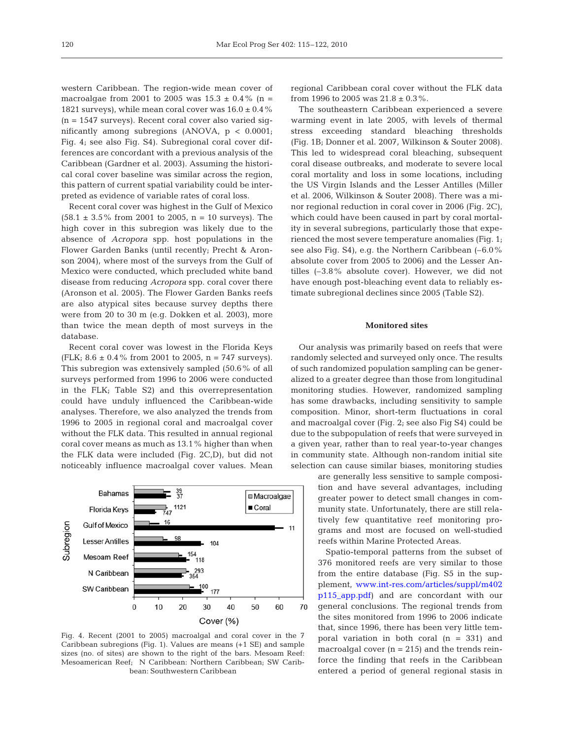western Caribbean. The region-wide mean cover of macroalgae from 2001 to 2005 was 15.3 ± 0.4% (n = 1821 surveys), while mean coral cover was 16.0 ± 0.4% (n = 1547 surveys). Recent coral cover also varied significantly among subregions (ANOVA, $p < 0.0001$; Fig. 4; see also Fig. S4). Subregional coral cover differences are concordant with a previous analysis of the Caribbean (Gardner et al. 2003). Assuming the historical coral cover baseline was similar across the region, this pattern of current spatial variability could be interpreted as evidence of variable rates of coral loss.

Recent coral cover was highest in the Gulf of Mexico (58.1 ± 3.5% from 2001 to 2005, n = 10 surveys). The high cover in this subregion was likely due to the absence of *Acropora* spp. host populations in the Flower Garden Banks (until recently; Precht & Aronson 2004), where most of the surveys from the Gulf of Mexico were conducted, which precluded white band disease from reducing *Acropora* spp. coral cover there (Aronson et al. 2005). The Flower Garden Banks reefs are also atypical sites because survey depths there were from 20 to 30 m (e.g. Dokken et al. 2003), more than twice the mean depth of most surveys in the database.

Recent coral cover was lowest in the Florida Keys (FLK; 8.6 ± 0.4% from 2001 to 2005, n = 747 surveys). This subregion was extensively sampled (50.6% of all surveys performed from 1996 to 2006 were conducted in the FLK; Table S2) and this overrepresentation could have unduly influenced the Caribbean-wide analyses. Therefore, we also analyzed the trends from 1996 to 2005 in regional coral and macroalgal cover without the FLK data. This resulted in annual regional coral cover means as much as 13.1% higher than when the FLK data were included (Fig. 2C,D), but did not noticeably influence macroalgal cover values. Mean regional Caribbean coral cover without the FLK data from 1996 to 2005 was 21.8 ± 0.3%.

Fig. 4. Recent (2001 to 2005) macroalgal and coral cover in the 7 Caribbean subregions (Fig. 1). Values are means (+1 SE) and sample sizes (no. of sites) are shown to the right of the bars. Mesoam Reef: Mesoamerican Reef; N Caribbean: Northern Caribbean; SW Caribbean: Southwestern Caribbean

The southeastern Caribbean experienced a severe warming event in late 2005, with levels of thermal stress exceeding standard bleaching thresholds (Fig. 1B; Donner et al. 2007, Wilkinson & Souter 2008). This led to widespread coral bleaching, subsequent coral disease outbreaks, and moderate to severe local coral mortality and loss in some locations, including the US Virgin Islands and the Lesser Antilles (Miller et al. 2006, Wilkinson & Souter 2008). There was a minor regional reduction in coral cover in 2006 (Fig. 2C), which could have been caused in part by coral mortality in several subregions, particularly those that experienced the most severe temperature anomalies (Fig. 1; see also Fig. S4), e.g. the Northern Caribbean (–6.0% absolute cover from 2005 to 2006) and the Lesser Antilles (–3.8% absolute cover). However, we did not have enough post-bleaching event data to reliably estimate subregional declines since 2005 (Table S2).

## Monitored sites

Our analysis was primarily based on reefs that were randomly selected and surveyed only once. The results of such randomized population sampling can be generalized to a greater degree than those from longitudinal monitoring studies. However, randomized sampling has some drawbacks, including sensitivity to sample composition. Minor, short-term fluctuations in coral and macroalgal cover (Fig. 2; see also Fig S4) could be due to the subpopulation of reefs that were surveyed in a given year, rather than to real year-to-year changes in community state. Although non-random initial site selection can cause similar biases, monitoring studies are generally less sensitive to sample composition and have several advantages, including greater power to detect small changes in community state. Unfortunately, there are still relatively few quantitative reef monitoring programs and most are focused on well-studied reefs within Marine Protected Areas.

Spatio-temporal patterns from the subset of 376 monitored reefs are very similar to those from the entire database (Fig. S5 in the supplement, www.int-res.com/articles/suppl/m402p115_app.pdf) and are concordant with our general conclusions. The regional trends from the sites monitored from 1996 to 2006 indicate that, since 1996, there has been very little temporal variation in both coral (n = 331) and macroalgal cover (n = 215) and the trends reinforce the finding that reefs in the Caribbean entered a period of general regional stasis in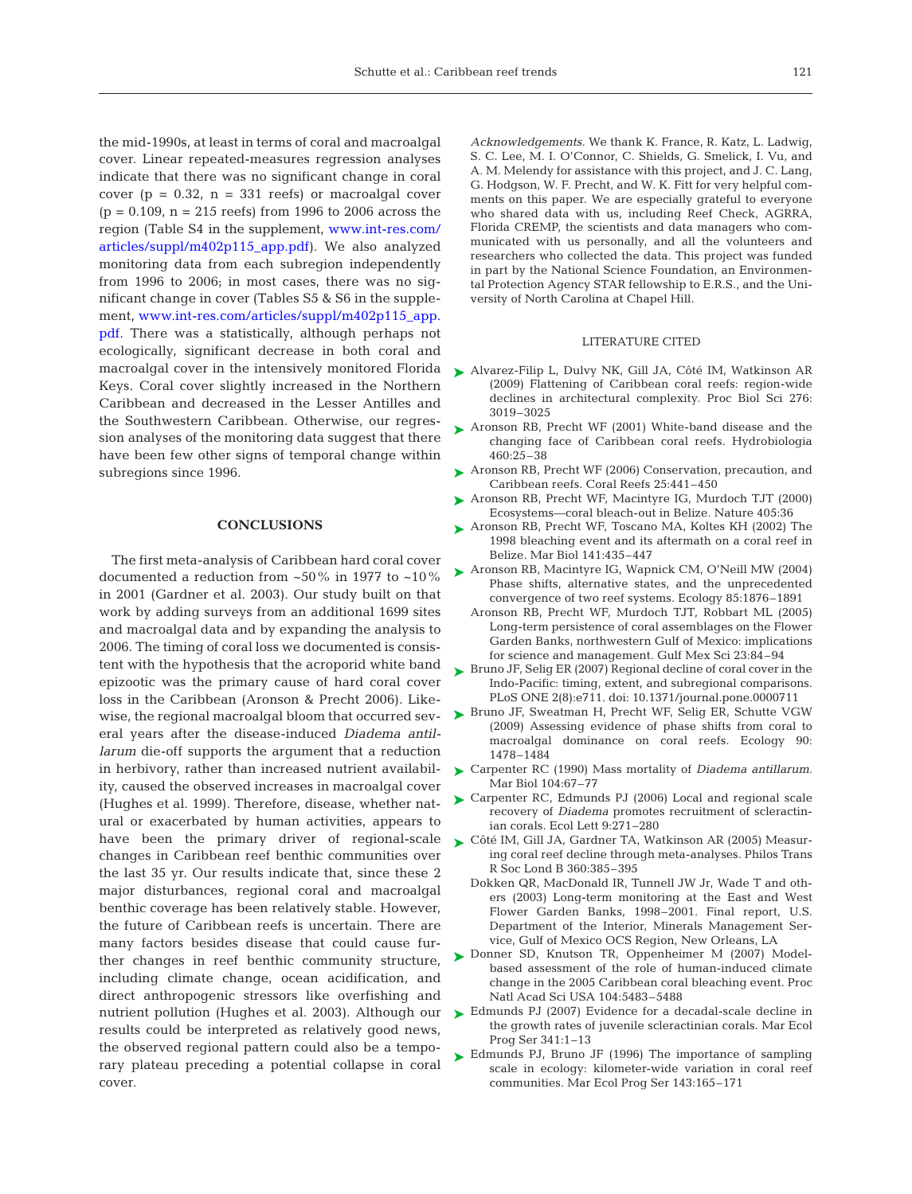the mid-1990s, at least in terms of coral and macroalgal cover. Linear repeated-measures regression analyses indicate that there was no significant change in coral cover ($p = 0.32$, $n = 331$ reefs) or macroalgal cover ($p = 0.109$, $n = 215$ reefs) from 1996 to 2006 across the region (Table S4 in the supplement, www.int-res.com/articles/suppl/m402p115_app.pdf). We also analyzed monitoring data from each subregion independently from 1996 to 2006; in most cases, there was no significant change in cover (Tables S5 & S6 in the supplement, www.int-res.com/articles/suppl/m402p115_app.pdf. There was a statistically, although perhaps not ecologically, significant decrease in both coral and macroalgal cover in the intensively monitored Florida Keys. Coral cover slightly increased in the Northern Caribbean and decreased in the Lesser Antilles and the Southwestern Caribbean. Otherwise, our regression analyses of the monitoring data suggest that there have been few other signs of temporal change within subregions since 1996.

## CONCLUSIONS

The first meta-analysis of Caribbean hard coral cover documented a reduction from ~50% in 1977 to ~10% in 2001 (Gardner et al. 2003). Our study built on that work by adding surveys from an additional 1699 sites and macroalgal data and by expanding the analysis to 2006. The timing of coral loss we documented is consistent with the hypothesis that the acroporid white band epizootic was the primary cause of hard coral cover loss in the Caribbean (Aronson & Precht 2006). Likewise, the regional macroalgal bloom that occurred several years after the disease-induced *Diadema antillarum* die-off supports the argument that a reduction in herbivory, rather than increased nutrient availability, caused the observed increases in macroalgal cover (Hughes et al. 1999). Therefore, disease, whether natural or exacerbated by human activities, appears to have been the primary driver of regional-scale changes in Caribbean reef benthic communities over the last 35 yr. Our results indicate that, since these 2 major disturbances, regional coral and macroalgal benthic coverage has been relatively stable. However, the future of Caribbean reefs is uncertain. There are many factors besides disease that could cause further changes in reef benthic community structure, including climate change, ocean acidification, and direct anthropogenic stressors like overfishing and nutrient pollution (Hughes et al. 2003). Although our results could be interpreted as relatively good news, the observed regional pattern could also be a temporary plateau preceding a potential collapse in coral cover.

*Acknowledgements.* We thank K. France, R. Katz, L. Ladwig, S. C. Lee, M. I. O'Connor, C. Shields, G. Smelick, I. Vu, and A. M. Melendy for assistance with this project, and J. C. Lang, G. Hodgson, W. F. Precht, and W. K. Fitt for very helpful comments on this paper. We are especially grateful to everyone who shared data with us, including Reef Check, AGRRA, Florida CREMP, the scientists and data managers who communicated with us personally, and all the volunteers and researchers who collected the data. This project was funded in part by the National Science Foundation, an Environmental Protection Agency STAR fellowship to E.R.S., and the University of North Carolina at Chapel Hill.

## LITERATURE CITED

- Alvarez-Filip L, Dulvy NK, Gill JA, Côté IM, Watkinson AR (2009) Flattening of Caribbean coral reefs: region-wide declines in architectural complexity. Proc Biol Sci 276: 3019–3025
- Aronson RB, Precht WF (2001) White-band disease and the changing face of Caribbean coral reefs. Hydrobiologia 460:25–38
- Aronson RB, Precht WF (2006) Conservation, precaution, and Caribbean reefs. Coral Reefs 25:441–450
- Aronson RB, Precht WF, Macintyre IG, Murdoch TJT (2000) Ecosystems—coral bleach-out in Belize. Nature 405:36
- Aronson RB, Precht WF, Toscano MA, Koltes KH (2002) The 1998 bleaching event and its aftermath on a coral reef in Belize. Mar Biol 141:435–447
- Aronson RB, Macintyre IG, Wapnick CM, O'Neill MW (2004) Phase shifts, alternative states, and the unprecedented convergence of two reef systems. Ecology 85:1876–1891
- Aronson RB, Precht WF, Murdoch TJT, Robbart ML (2005) Long-term persistence of coral assemblages on the Flower Garden Banks, northwestern Gulf of Mexico: implications for science and management. Gulf Mex Sci 23:84–94
- Bruno JF, Selig ER (2007) Regional decline of coral cover in the Indo-Pacific: timing, extent, and subregional comparisons. PLoS ONE 2(8):e711. doi: 10.1371/journal.pone.0000711
- Bruno JF, Sweatman H, Precht WF, Selig ER, Schutte VGW (2009) Assessing evidence of phase shifts from coral to macroalgal dominance on coral reefs. Ecology 90: 1478–1484
- Carpenter RC (1990) Mass mortality of *Diadema antillarum*. Mar Biol 104:67–77
- Carpenter RC, Edmunds PJ (2006) Local and regional scale recovery of *Diadema* promotes recruitment of scleractinian corals. Ecol Lett 9:271–280
- Côté IM, Gill JA, Gardner TA, Watkinson AR (2005) Measuring coral reef decline through meta-analyses. Philos Trans R Soc Lond B 360:385–395
- Dokken QR, MacDonald IR, Tunnell JW Jr, Wade T and others (2003) Long-term monitoring at the East and West Flower Garden Banks, 1998–2001. Final report, U.S. Department of the Interior, Minerals Management Service, Gulf of Mexico OCS Region, New Orleans, LA
- Donner SD, Knutson TR, Oppenheimer M (2007) Model-based assessment of the role of human-induced climate change in the 2005 Caribbean coral bleaching event. Proc Natl Acad Sci USA 104:5483–5488
- Edmunds PJ (2007) Evidence for a decadal-scale decline in the growth rates of juvenile scleractinian corals. Mar Ecol Prog Ser 341:1–13
- Edmunds PJ, Bruno JF (1996) The importance of sampling scale in ecology: kilometer-wide variation in coral reef communities. Mar Ecol Prog Ser 143:165–171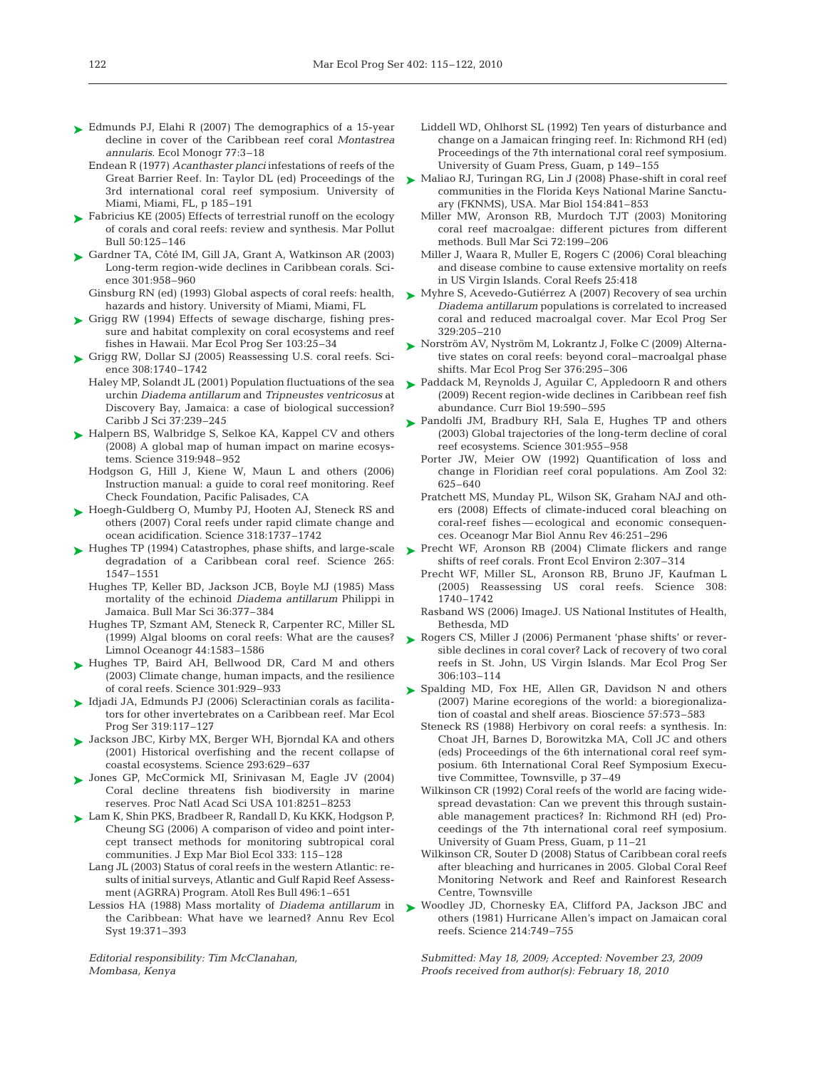Edmunds PJ, Elahi R (2007) The demographics of a 15-year decline in cover of the Caribbean reef coral *Montastrea annularis*. Ecol Monogr 77:3–18

Endean R (1977) *Acanthaster planci* infestations of reefs of the Great Barrier Reef. In: Taylor DL (ed) Proceedings of the 3rd international coral reef symposium. University of Miami, Miami, FL, p 185–191

Fabricius KE (2005) Effects of terrestrial runoff on the ecology of corals and coral reefs: review and synthesis. Mar Pollut Bull 50:125–146

Gardner TA, Côté IM, Gill JA, Grant A, Watkinson AR (2003) Long-term region-wide declines in Caribbean corals. Science 301:958–960

Ginsburg RN (ed) (1993) Global aspects of coral reefs: health, hazards and history. University of Miami, Miami, FL

Grigg RW (1994) Effects of sewage discharge, fishing pressure and habitat complexity on coral ecosystems and reef fishes in Hawaii. Mar Ecol Prog Ser 103:25–34

Grigg RW, Dollar SJ (2005) Reassessing U.S. coral reefs. Science 308:1740–1742

Haley MP, Solandt JL (2001) Population fluctuations of the sea urchin *Diadema antillarum* and *Tripneustes ventricosus* at Discovery Bay, Jamaica: a case of biological succession? Caribb J Sci 37:239–245

Halpern BS, Walbridge S, Selkoe KA, Kappel CV and others (2008) A global map of human impact on marine ecosystems. Science 319:948–952

Hodgson G, Hill J, Kiene W, Maun L and others (2006) Instruction manual: a guide to coral reef monitoring. Reef Check Foundation, Pacific Palisades, CA

Hoegh-Guldberg O, Mumby PJ, Hooten AJ, Steneck RS and others (2007) Coral reefs under rapid climate change and ocean acidification. Science 318:1737–1742

Hughes TP (1994) Catastrophes, phase shifts, and large-scale degradation of a Caribbean coral reef. Science 265: 1547–1551

Hughes TP, Keller BD, Jackson JCB, Boyle MJ (1985) Mass mortality of the echinoid *Diadema antillarum* Philippi in Jamaica. Bull Mar Sci 36:377–384

Hughes TP, Szmant AM, Steneck R, Carpenter RC, Miller SL (1999) Algal blooms on coral reefs: What are the causes? Limnol Oceanogr 44:1583–1586

Hughes TP, Baird AH, Bellwood DR, Card M and others (2003) Climate change, human impacts, and the resilience of coral reefs. Science 301:929–933

Idjadi JA, Edmunds PJ (2006) Scleractinian corals as facilitators for other invertebrates on a Caribbean reef. Mar Ecol Prog Ser 319:117–127

Jackson JBC, Kirby MX, Berger WH, Bjorndal KA and others (2001) Historical overfishing and the recent collapse of coastal ecosystems. Science 293:629–637

Jones GP, McCormick MI, Srinivasan M, Eagle JV (2004) Coral decline threatens fish biodiversity in marine reserves. Proc Natl Acad Sci USA 101:8251–8253

Lam K, Shin PKS, Bradbeer R, Randall D, Ku KKK, Hodgson P, Cheung SG (2006) A comparison of video and point intercept transect methods for monitoring subtropical coral communities. J Exp Mar Biol Ecol 333: 115–128

Lang JL (2003) Status of coral reefs in the western Atlantic: results of initial surveys, Atlantic and Gulf Rapid Reef Assessment (AGRRA) Program. Atoll Res Bull 496:1–651

Lessios HA (1988) Mass mortality of *Diadema antillarum* in the Caribbean: What have we learned? Annu Rev Ecol Syst 19:371–393

Liddell WD, Ohlhorst SL (1992) Ten years of disturbance and change on a Jamaican fringing reef. In: Richmond RH (ed) Proceedings of the 7th international coral reef symposium. University of Guam Press, Guam, p 149–155

Maliao RJ, Turingan RG, Lin J (2008) Phase-shift in coral reef communities in the Florida Keys National Marine Sanctuary (FKNMS), USA. Mar Biol 154:841–853

Miller MW, Aronson RB, Murdoch TJT (2003) Monitoring coral reef macroalgae: different pictures from different methods. Bull Mar Sci 72:199–206

Miller J, Waara R, Muller E, Rogers C (2006) Coral bleaching and disease combine to cause extensive mortality on reefs in US Virgin Islands. Coral Reefs 25:418

Myhre S, Acevedo-Gutiérrez A (2007) Recovery of sea urchin *Diadema antillarum* populations is correlated to increased coral and reduced macroalgal cover. Mar Ecol Prog Ser 329:205–210

Norström AV, Nyström M, Lokrantz J, Folke C (2009) Alternative states on coral reefs: beyond coral–macroalgal phase shifts. Mar Ecol Prog Ser 376:295–306

Paddack M, Reynolds J, Aguilar C, Appledoorn R and others (2009) Recent region-wide declines in Caribbean reef fish abundance. Curr Biol 19:590–595

Pandolfi JM, Bradbury RH, Sala E, Hughes TP and others (2003) Global trajectories of the long-term decline of coral reef ecosystems. Science 301:955–958

Porter JW, Meier OW (1992) Quantification of loss and change in Floridian reef coral populations. Am Zool 32: 625–640

Pratchett MS, Munday PL, Wilson SK, Graham NAJ and others (2008) Effects of climate-induced coral bleaching on coral-reef fishes — ecological and economic consequences. Oceanogr Mar Biol Annu Rev 46:251–296

Precht WF, Aronson RB (2004) Climate flickers and range shifts of reef corals. Front Ecol Environ 2:307–314

Precht WF, Miller SL, Aronson RB, Bruno JF, Kaufman L (2005) Reassessing US coral reefs. Science 308: 1740–1742

Rasband WS (2006) ImageJ. US National Institutes of Health, Bethesda, MD

Rogers CS, Miller J (2006) Permanent 'phase shifts' or reversible declines in coral cover? Lack of recovery of two coral reefs in St. John, US Virgin Islands. Mar Ecol Prog Ser 306:103–114

Spalding MD, Fox HE, Allen GR, Davidson N and others (2007) Marine ecoregions of the world: a bioregionalization of coastal and shelf areas. Bioscience 57:573–583

Steneck RS (1988) Herbivory on coral reefs: a synthesis. In: Choat JH, Barnes D, Borowitzka MA, Coll JC and others (eds) Proceedings of the 6th international coral reef symposium. 6th International Coral Reef Symposium Executive Committee, Townsville, p 37–49

Wilkinson CR (1992) Coral reefs of the world are facing widespread devastation: Can we prevent this through sustainable management practices? In: Richmond RH (ed) Proceedings of the 7th international coral reef symposium. University of Guam Press, Guam, p 11–21

Wilkinson CR, Souter D (2008) Status of Caribbean coral reefs after bleaching and hurricanes in 2005. Global Coral Reef Monitoring Network and Reef and Rainforest Research Centre, Townsville

Woodley JD, Chornesky EA, Clifford PA, Jackson JBC and others (1981) Hurricane Allen's impact on Jamaican coral reefs. Science 214:749–755

*Editorial responsibility: Tim McClanahan, Mombasa, Kenya*

*Submitted: May 18, 2009; Accepted: November 23, 2009*
*Proofs received from author(s): February 18, 2010*